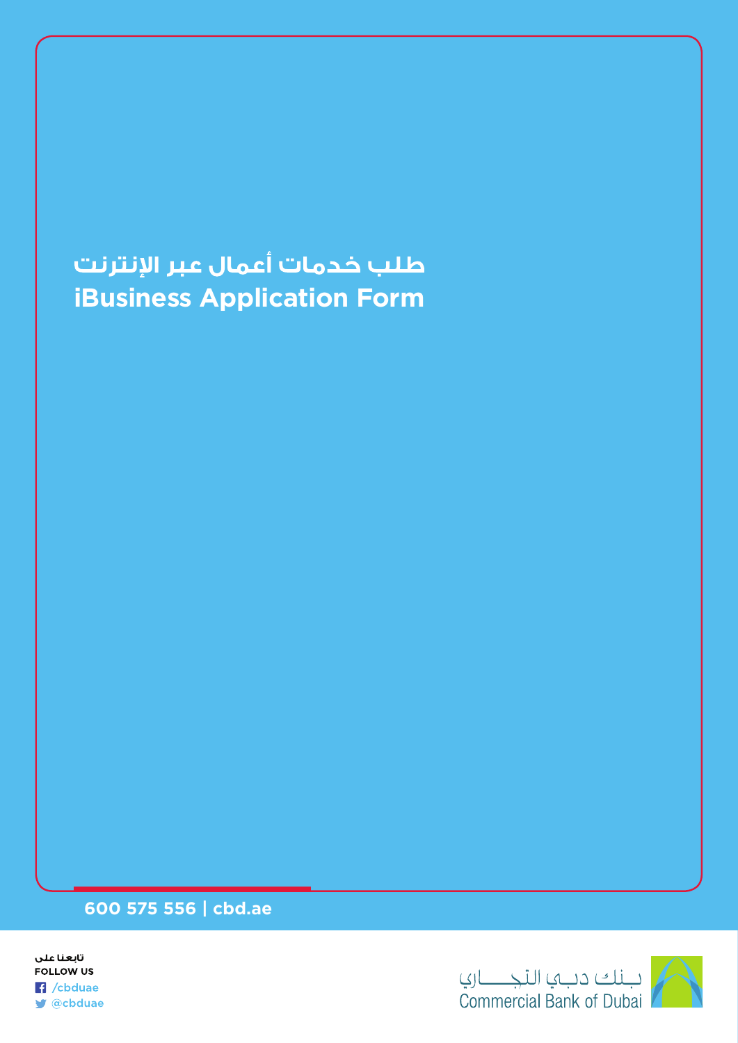# طلب خدمات أعمال عبر الإنترنت
# iBusiness Application Form

**600 575 556 | cbd.ae**

تابعنا على
**FOLLOW US**
/cbduae
@cbduae

بنك دبي التجاري
Commercial Bank of Dubai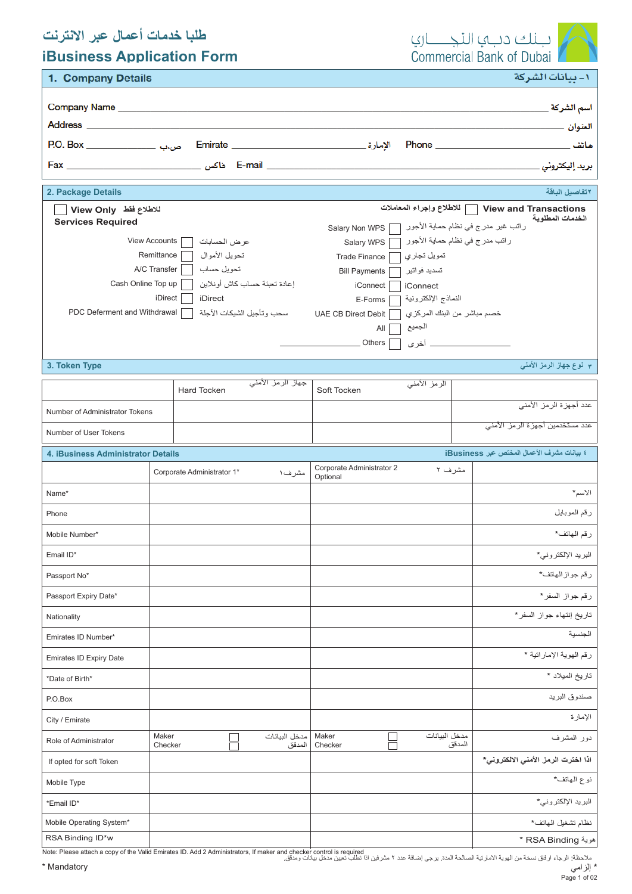# طلبا خدمات أعمال عبر الانترنت
# iBusiness Application Form

بـنك دبـي التجـــاري
Commercial Bank of Dubai

## 1. Company Details — ١- بيانات الشركة

Company Name ______________________________ اسم الشركة

Address ______________________________ العنوان

P.O. Box ____________ ص.ب Emirate ____________ الإمارة Phone ____________ هاتف

Fax ____________ فاكس E-mail ______________________________ بريد إليكتروني

## 2. Package Details — ٢تفاصيل الباقة

☐ View Only للاطلاع فقط

**Services Required**

| Service | | |
|---|---|---|
| View Accounts | ☐ | عرض الحسابات |
| Remittance | ☐ | تحويل الأموال |
| A/C Transfer | ☐ | تحويل حساب |
| Cash Online Top up | ☐ | إعادة تعبئة حساب كاش أونلاين |
| iDirect | ☐ | iDirect |
| PDC Deferment and Withdrawal | ☐ | سحب وتأجيل الشيكات الآجلة |

☐ View and Transactions للاطلاع وإجراء المعاملات

**الخدمات المطلوبة**

| Service | | |
|---|---|---|
| Salary Non WPS | ☐ | راتب غير مدرج في نظام حماية الأجور |
| Salary WPS | ☐ | راتب مدرج في نظام حماية الأجور |
| Trade Finance | ☐ | تمويل تجاري |
| Bill Payments | ☐ | تسديد فواتير |
| iConnect | ☐ | iConnect |
| E-Forms | ☐ | النماذج الإلكترونية |
| UAE CB Direct Debit | ☐ | خصم مباشر من البنك المركزي |
| All | ☐ | الجميع |
| ____________ Others | ☐ | أخرى ____________ |

## 3. Token Type — ٣ نوع جهاز الرمز الأمني

| | Hard Tocken جهاز الرمز الأمني | Soft Tocken الرمز الأمني | |
|---|---|---|---|
| Number of Administrator Tokens | | | عدد أجهزة الرمز الأمني |
| Number of User Tokens | | | عدد مستخدمين أجهزة الرمز الأمني |

## 4. iBusiness Administrator Details — ٤ بيانات مشرف الأعمال المختص عبر iBusiness

| | Corporate Administrator 1* مشرف ١ | Corporate Administrator 2 Optional مشرف ٢ | |
|---|---|---|---|
| Name* | | | الاسم* |
| Phone | | | رقم الموبايل |
| Mobile Number* | | | رقم الهاتف* |
| Email ID* | | | البريد الإلكتروني* |
| Passport No* | | | رقم جواز الهاتف* |
| Passport Expiry Date* | | | رقم جواز السفر * |
| Nationality | | | تاريخ إنتهاء جواز السفر * |
| Emirates ID Number* | | | الجنسية |
| Emirates ID Expiry Date | | | رقم الهوية الإماراتية * |
| *Date of Birth* | | | تاريخ الميلاد * |
| P.O.Box | | | صندوق البريد |
| City / Emirate | | | الإمارة |
| Role of Administrator | Maker ☐ مدخل البيانات / Checker ☐ المدقق | Maker ☐ مدخل البيانات / Checker ☐ المدقق | دور المشرف |
| If opted for soft Token | | | اذا اخترت الرمز الأمني الالكتروني* |
| Mobile Type | | | نوع الهاتف* |
| *Email ID* | | | البريد الإلكتروني* |
| Mobile Operating System* | | | نظام تشغيل الهاتف* |
| RSA Binding ID*w | | | RSA Binding هوية * |

Note: Please attach a copy of the Valid Emirates ID. Add 2 Administrators, If maker and checker control is required

ملاحظة: الرجاء ارفاق نسخة من الهوية الاماراتية الصالحة المدة. يرجى إضافة عدد ٢ مشرفين اذا تطلب تعيين مدخل بيانات ومدقق.

\* Mandatory

\* إلزامي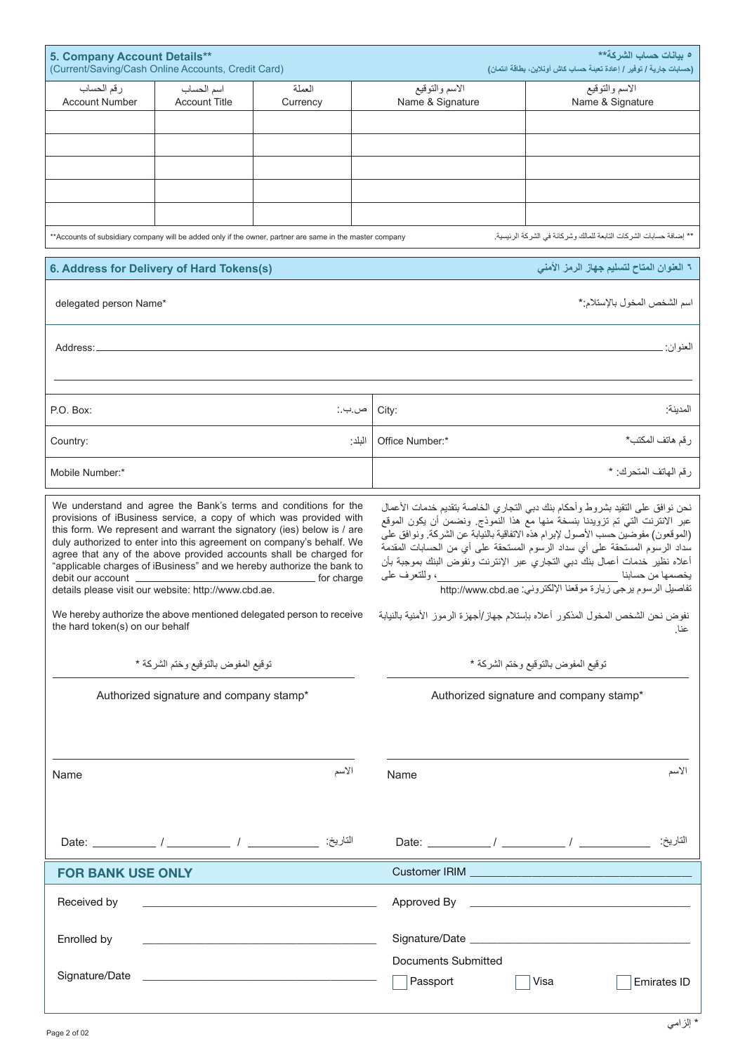## 5. Company Account Details** / ٥ بيانات حساب الشركة**

(Current/Saving/Cash Online Accounts, Credit Card)

(حسابات جارية / توفير / إعادة تعبئة حساب كاش أونلاين، بطاقة ائتمان)

| رقم الحساب Account Number | اسم الحساب Account Title | العملة Currency | الاسم والتوقيع Name & Signature | الاسم والتوقيع Name & Signature |
|---|---|---|---|---|
| | | | | |
| | | | | |
| | | | | |
| | | | | |
| | | | | |

**Accounts of subsidiary company will be added only if the owner, partner are same in the master company

** إضافة حسابات الشركات التابعة للمالك وشركائة في الشركة الرئيسية.

## 6. Address for Delivery of Hard Tokens(s) / ٦ العنوان المتاح لتسليم جهاز الرمز الأمني

delegated person Name* — اسم الشخص المخول بالإستلام:*

Address: ______________________________ :العنوان

| | |
|---|---|
| P.O. Box: ص.ب.: | City: المدينة: |
| Country: البلد: | Office Number:* رقم هاتف المكتب* |
| Mobile Number:* | رقم الهاتف المتحرك: * |

We understand and agree the Bank's terms and conditions for the provisions of iBusiness service, a copy of which was provided with this form. We represent and warrant the signatory (ies) below is / are duly authorized to enter into this agreement on company's behalf. We agree that any of the above provided accounts shall be charged for "applicable charges of iBusiness" and we hereby authorize the bank to debit our account ______________________ for charge details please visit our website: http://www.cbd.ae.

We hereby authorize the above mentioned delegated person to receive the hard token(s) on our behalf

نحن نوافق على التقيد بشروط وأحكام بنك دبي التجاري الخاصة بتقديم خدمات الأعمال عبر الانترنت التي تم تزويدنا بنسخة منها مع هذا النموذج. ونضمن أن يكون الموقع (الموقعون) مفوضين حسب الأصول لإبرام هذه الاتفاقية بالنيابة عن الشركة. ونوافق على سداد الرسوم المستحقة على أي من الحسابات المقدمة أعلاه نظير خدمات أعمال بنك دبي التجاري عبر الإنترنت ونفوض البنك بموجبة بأن يخصمها من حسابنا ______________________، وللتعرف على تفاصيل الرسوم يرجى زيارة موقعنا الإلكتروني: http://www.cbd.ae

نفوض نحن الشخص المخول المذكور أعلاه بإستلام جهاز/أجهزة الرموز الأمنية بالنيابة عنا.

| | |
|---|---|
| توقيع المفوض بالتوقيع وختم الشركة * | توقيع المفوض بالتوقيع وختم الشركة * |
| Authorized signature and company stamp* | Authorized signature and company stamp* |
| Name الاسم | Name الاسم |
| Date: ______ / ______ / ______ التاريخ: | Date: ______ / ______ / ______ التاريخ: |

| FOR BANK USE ONLY | Customer IRIM ______________ |
|---|---|
| Received by ______________ | Approved By ______________ |
| Enrolled by ______________ | Signature/Date ______________ |
| Signature/Date ______________ | Documents Submitted: ☐ Passport ☐ Visa ☐ Emirates ID |

* إلزامي